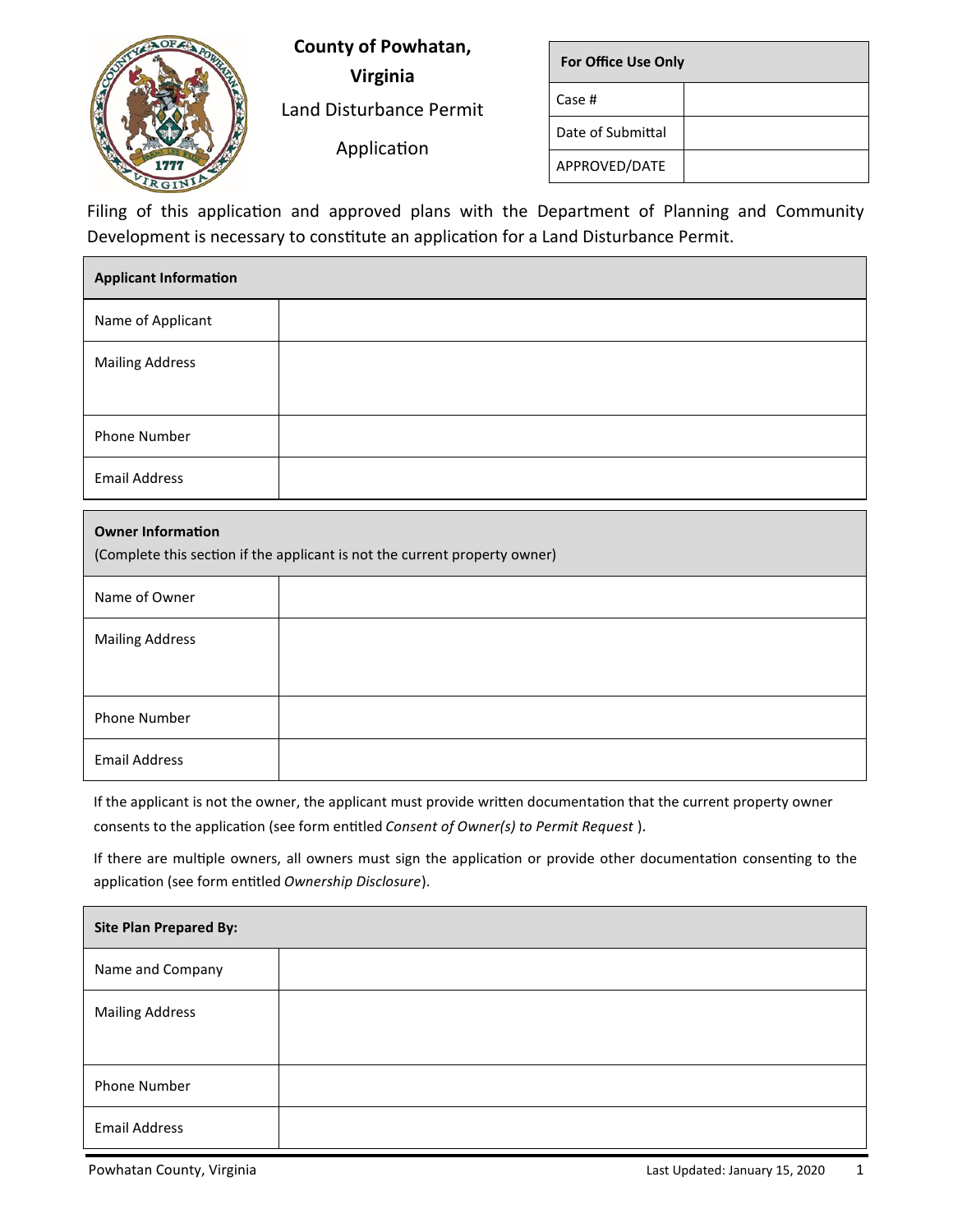# County of Powhatan, Virginia

## Land Disturbance Permit Application

| For Office Use Only | |
|---|---|
| Case # | |
| Date of Submittal | |
| APPROVED/DATE | |

Filing of this application and approved plans with the Department of Planning and Community Development is necessary to constitute an application for a Land Disturbance Permit.

| **Applicant Information** | |
|---|---|
| Name of Applicant | |
| Mailing Address | |
| Phone Number | |
| Email Address | |

| **Owner Information** (Complete this section if the applicant is not the current property owner) | |
|---|---|
| Name of Owner | |
| Mailing Address | |
| Phone Number | |
| Email Address | |

If the applicant is not the owner, the applicant must provide written documentation that the current property owner consents to the application (see form entitled *Consent of Owner(s) to Permit Request* ).

If there are multiple owners, all owners must sign the application or provide other documentation consenting to the application (see form entitled *Ownership Disclosure*).

| **Site Plan Prepared By:** | |
|---|---|
| Name and Company | |
| Mailing Address | |
| Phone Number | |
| Email Address | |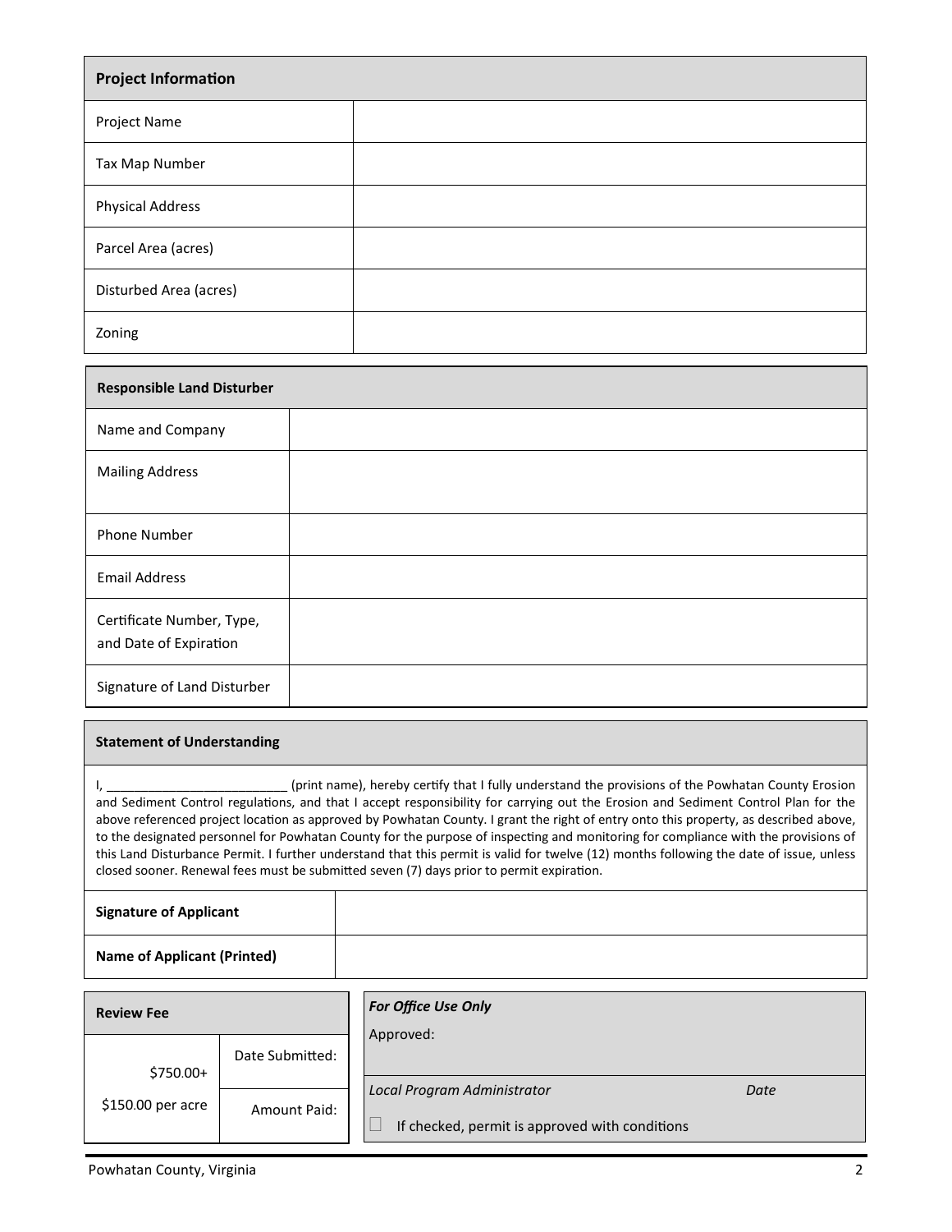| Project Information | |
|---|---|
| Project Name | |
| Tax Map Number | |
| Physical Address | |
| Parcel Area (acres) | |
| Disturbed Area (acres) | |
| Zoning | |

| Responsible Land Disturber | |
|---|---|
| Name and Company | |
| Mailing Address | |
| Phone Number | |
| Email Address | |
| Certificate Number, Type, and Date of Expiration | |
| Signature of Land Disturber | |

**Statement of Understanding**

I, _________________________ (print name), hereby certify that I fully understand the provisions of the Powhatan County Erosion and Sediment Control regulations, and that I accept responsibility for carrying out the Erosion and Sediment Control Plan for the above referenced project location as approved by Powhatan County. I grant the right of entry onto this property, as described above, to the designated personnel for Powhatan County for the purpose of inspecting and monitoring for compliance with the provisions of this Land Disturbance Permit. I further understand that this permit is valid for twelve (12) months following the date of issue, unless closed sooner. Renewal fees must be submitted seven (7) days prior to permit expiration.

| | |
|---|---|
| **Signature of Applicant** | |
| **Name of Applicant (Printed)** | |

| Review Fee | | |
|---|---|---|
| $750.00+ | Date Submitted: | |
| $150.00 per acre | Amount Paid: | |

***For Office Use Only***

Approved:

*Local Program Administrator* *Date*

☐ If checked, permit is approved with conditions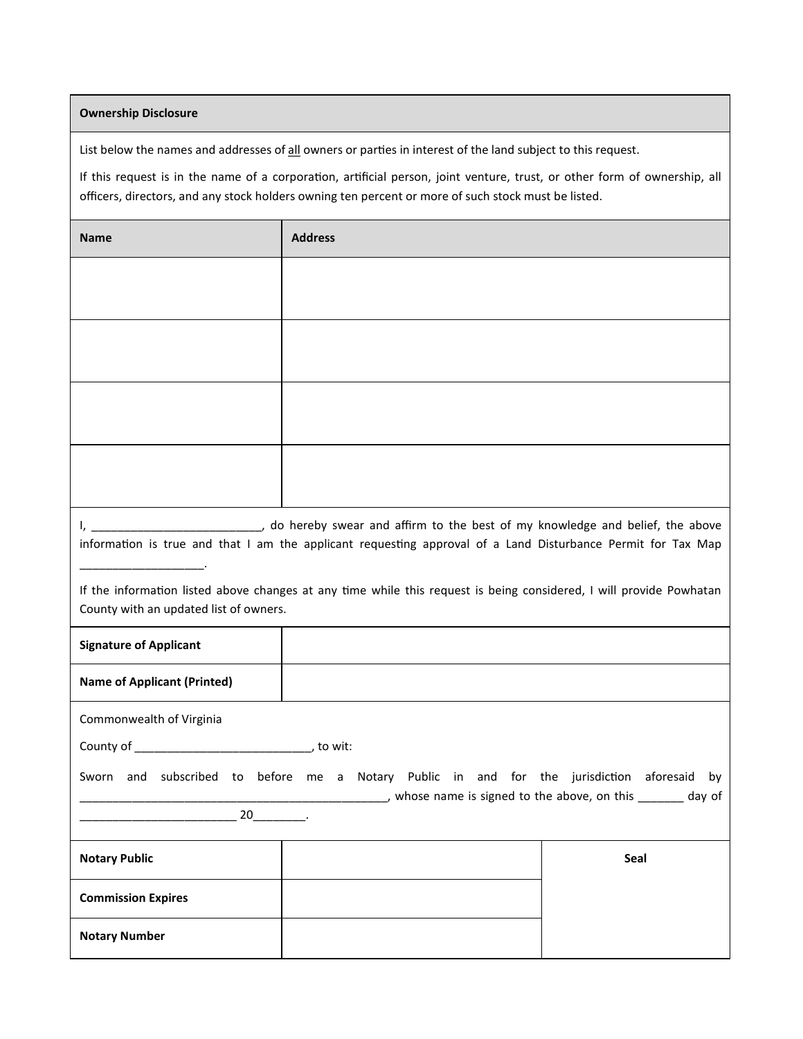## Ownership Disclosure

List below the names and addresses of all owners or parties in interest of the land subject to this request.

If this request is in the name of a corporation, artificial person, joint venture, trust, or other form of ownership, all officers, directors, and any stock holders owning ten percent or more of such stock must be listed.

| Name | Address |
|---|---|
| | |
| | |
| | |
| | |

I, ___________________________, do hereby swear and affirm to the best of my knowledge and belief, the above information is true and that I am the applicant requesting approval of a Land Disturbance Permit for Tax Map ___________________.

If the information listed above changes at any time while this request is being considered, I will provide Powhatan County with an updated list of owners.

| | |
|---|---|
| **Signature of Applicant** | |
| **Name of Applicant (Printed)** | |

Commonwealth of Virginia

County of ___________________________, to wit:

Sworn and subscribed to before me a Notary Public in and for the jurisdiction aforesaid by _______________________________________________, whose name is signed to the above, on this _______ day of ________________________ 20________.

| | | |
|---|---|---|
| **Notary Public** | | **Seal** |
| **Commission Expires** | | |
| **Notary Number** | | |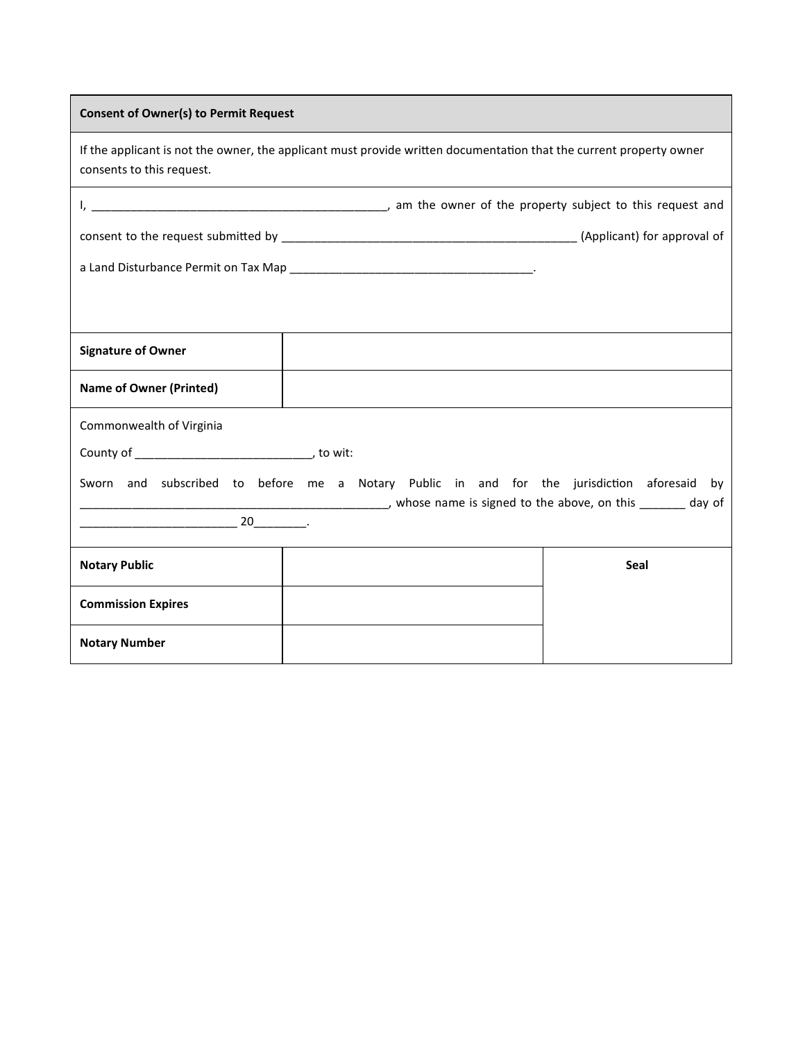**Consent of Owner(s) to Permit Request**

If the applicant is not the owner, the applicant must provide written documentation that the current property owner consents to this request.

I, _______________________________________________, am the owner of the property subject to this request and consent to the request submitted by _______________________________________________ (Applicant) for approval of a Land Disturbance Permit on Tax Map ______________________________________.

| | |
|---|---|
| **Signature of Owner** | |
| **Name of Owner (Printed)** | |

Commonwealth of Virginia

County of ___________________________, to wit:

Sworn and subscribed to before me a Notary Public in and for the jurisdiction aforesaid by _______________________________________________, whose name is signed to the above, on this _______ day of _________________________ 20________.

| | | |
|---|---|---|
| **Notary Public** | | **Seal** |
| **Commission Expires** | | |
| **Notary Number** | | |